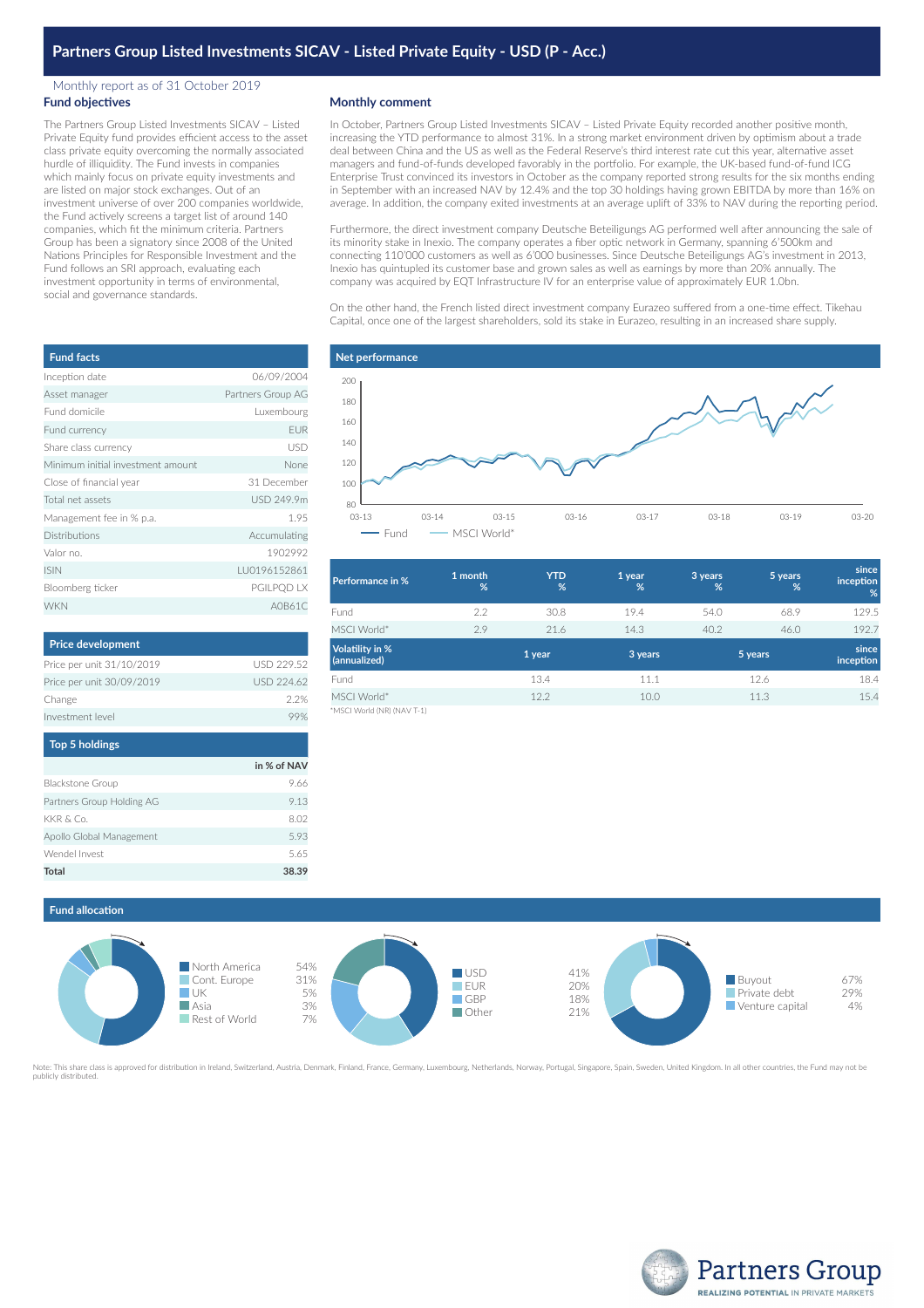# Partners Group Listed Investments SICAV - Listed Private Equity - USD (P - Acc.)

Monthly report as of 31 October 2019

## Fund objectives

The Partners Group Listed Investments SICAV – Listed Private Equity fund provides efficient access to the asset class private equity overcoming the normally associated hurdle of illiquidity. The Fund invests in companies which mainly focus on private equity investments and are listed on major stock exchanges. Out of an investment universe of over 200 companies worldwide, the Fund actively screens a target list of around 140 companies, which fit the minimum criteria. Partners Group has been a signatory since 2008 of the United Nations Principles for Responsible Investment and the Fund follows an SRI approach, evaluating each investment opportunity in terms of environmental, social and governance standards.

## Monthly comment

In October, Partners Group Listed Investments SICAV – Listed Private Equity recorded another positive month, increasing the YTD performance to almost 31%. In a strong market environment driven by optimism about a trade deal between China and the US as well as the Federal Reserve's third interest rate cut this year, alternative asset managers and fund-of-funds developed favorably in the portfolio. For example, the UK-based fund-of-fund ICG Enterprise Trust convinced its investors in October as the company reported strong results for the six months ending in September with an increased NAV by 12.4% and the top 30 holdings having grown EBITDA by more than 16% on average. In addition, the company exited investments at an average uplift of 33% to NAV during the reporting period.

Furthermore, the direct investment company Deutsche Beteiligungs AG performed well after announcing the sale of its minority stake in Inexio. The company operates a fiber optic network in Germany, spanning 6'500km and connecting 110'000 customers as well as 6'000 businesses. Since Deutsche Beteiligungs AG's investment in 2013, Inexio has quintupled its customer base and grown sales as well as earnings by more than 20% annually. The company was acquired by EQT Infrastructure IV for an enterprise value of approximately EUR 1.0bn.

On the other hand, the French listed direct investment company Eurazeo suffered from a one-time effect. Tikehau Capital, once one of the largest shareholders, sold its stake in Eurazeo, resulting in an increased share supply.

## Fund facts

| Fund facts | |
|---|---|
| Inception date | 06/09/2004 |
| Asset manager | Partners Group AG |
| Fund domicile | Luxembourg |
| Fund currency | EUR |
| Share class currency | USD |
| Minimum initial investment amount | None |
| Close of financial year | 31 December |
| Total net assets | USD 249.9m |
| Management fee in % p.a. | 1.95 |
| Distributions | Accumulating |
| Valor no. | 1902992 |
| ISIN | LU0196152861 |
| Bloomberg ticker | PGILPQD LX |
| WKN | A0B61C |

## Net performance

Chart: Fund vs. MSCI World*, 03-13 to 03-20 (y-axis 80–200)

| Performance in % | 1 month % | YTD % | 1 year % | 3 years % | 5 years % | since inception % |
|---|---|---|---|---|---|---|
| Fund | 2.2 | 30.8 | 19.4 | 54.0 | 68.9 | 129.5 |
| MSCI World* | 2.9 | 21.6 | 14.3 | 40.2 | 46.0 | 192.7 |

| Volatility in % (annualized) | 1 year | 3 years | 5 years | since inception |
|---|---|---|---|---|
| Fund | 13.4 | 11.1 | 12.6 | 18.4 |
| MSCI World* | 12.2 | 10.0 | 11.3 | 15.4 |

*MSCI World (NR) (NAV T-1)

## Price development

| Price development | |
|---|---|
| Price per unit 31/10/2019 | USD 229.52 |
| Price per unit 30/09/2019 | USD 224.62 |
| Change | 2.2% |
| Investment level | 99% |

## Top 5 holdings

| Top 5 holdings | in % of NAV |
|---|---|
| Blackstone Group | 9.66 |
| Partners Group Holding AG | 9.13 |
| KKR & Co. | 8.02 |
| Apollo Global Management | 5.93 |
| Wendel Invest | 5.65 |
| **Total** | **38.39** |

## Fund allocation

| Region | % |
|---|---|
| North America | 54% |
| Cont. Europe | 31% |
| UK | 5% |
| Asia | 3% |
| Rest of World | 7% |

| Currency | % |
|---|---|
| USD | 41% |
| EUR | 20% |
| GBP | 18% |
| Other | 21% |

| Strategy | % |
|---|---|
| Buyout | 67% |
| Private debt | 29% |
| Venture capital | 4% |

Note: This share class is approved for distribution in Ireland, Switzerland, Austria, Denmark, Finland, France, Germany, Luxembourg, Netherlands, Norway, Portugal, Singapore, Spain, Sweden, United Kingdom. In all other countries, the Fund may not be publicly distributed.

Partners Group
REALIZING POTENTIAL IN PRIVATE MARKETS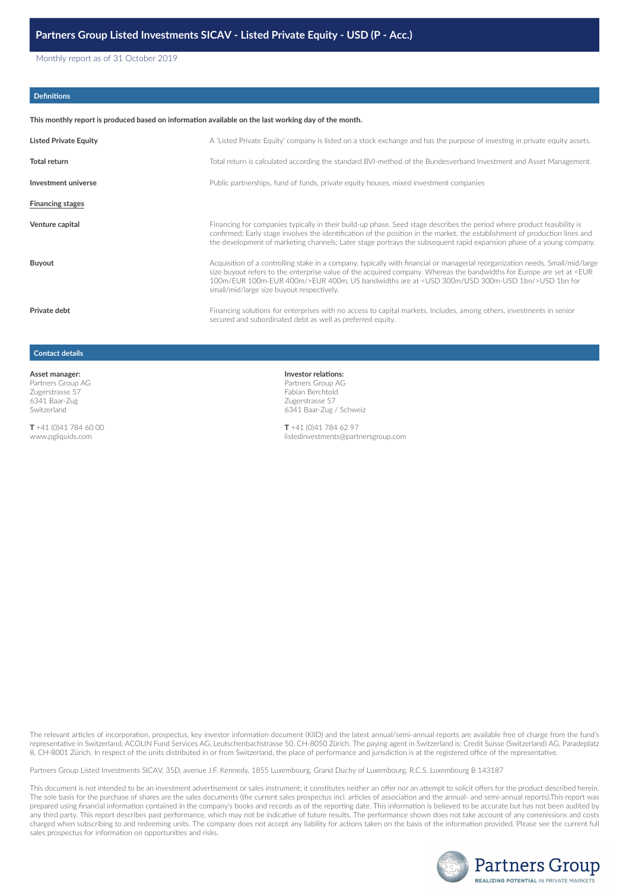# Partners Group Listed Investments SICAV - Listed Private Equity - USD (P - Acc.)

Monthly report as of 31 October 2019

## Definitions

**This monthly report is produced based on information available on the last working day of the month.**

| | |
|---|---|
| **Listed Private Equity** | A 'Listed Private Equity' company is listed on a stock exchange and has the purpose of investing in private equity assets. |
| **Total return** | Total return is calculated according the standard BVI-method of the Bundesverband Investment and Asset Management. |
| **Investment universe** | Public partnerships, fund of funds, private equity houses, mixed investment companies |
| **Financing stages** | |
| **Venture capital** | Financing for companies typically in their build-up phase. Seed stage describes the period where product feasibility is confirmed; Early stage involves the identification of the position in the market, the establishment of production lines and the development of marketing channels; Later stage portrays the subsequent rapid expansion phase of a young company. |
| **Buyout** | Acquisition of a controlling stake in a company, typically with financial or managerial reorganization needs. Small/mid/large size buyout refers to the enterprise value of the acquired company. Whereas the bandwidths for Europe are set at <EUR 100m/EUR 100m-EUR 400m/>EUR 400m, US bandwidths are at <USD 300m/USD 300m-USD 1bn/>USD 1bn for small/mid/large size buyout respectively. |
| **Private debt** | Financing solutions for enterprises with no access to capital markets. Includes, among others, investments in senior secured and subordinated debt as well as preferred equity. |

## Contact details

**Asset manager:**
Partners Group AG
Zugerstrasse 57
6341 Baar-Zug
Switzerland

**T** +41 (0)41 784 60 00
www.pgliquids.com

**Investor relations:**
Partners Group AG
Fabian Berchtold
Zugerstrasse 57
6341 Baar-Zug / Schweiz

**T** +41 (0)41 784 62 97
listedinvestments@partnersgroup.com

The relevant articles of incorporation, prospectus, key investor information document (KIID) and the latest annual/semi-annual reports are available free of charge from the fund's representative in Switzerland, ACOLIN Fund Services AG, Leutschenbachstrasse 50, CH-8050 Zürich. The paying agent in Switzerland is: Credit Suisse (Switzerland) AG, Paradeplatz 8, CH-8001 Zürich. In respect of the units distributed in or from Switzerland, the place of performance and jurisdiction is at the registered office of the representative.

Partners Group Listed Investments SICAV, 35D, avenue J.F. Kennedy, 1855 Luxembourg, Grand Duchy of Luxembourg, R.C.S. Luxembourg B 143187

This document is not intended to be an investment advertisement or sales instrument; it constitutes neither an offer nor an attempt to solicit offers for the product described herein. The sole basis for the purchase of shares are the sales documents (the current sales prospectus incl. articles of association and the annual- and semi-annual reports).This report was prepared using financial information contained in the company's books and records as of the reporting date. This information is believed to be accurate but has not been audited by any third party. This report describes past performance, which may not be indicative of future results. The performance shown does not take account of any commissions and costs charged when subscribing to and redeeming units. The company does not accept any liability for actions taken on the basis of the information provided. Please see the current full sales prospectus for information on opportunities and risks.

Partners Group
REALIZING POTENTIAL IN PRIVATE MARKETS